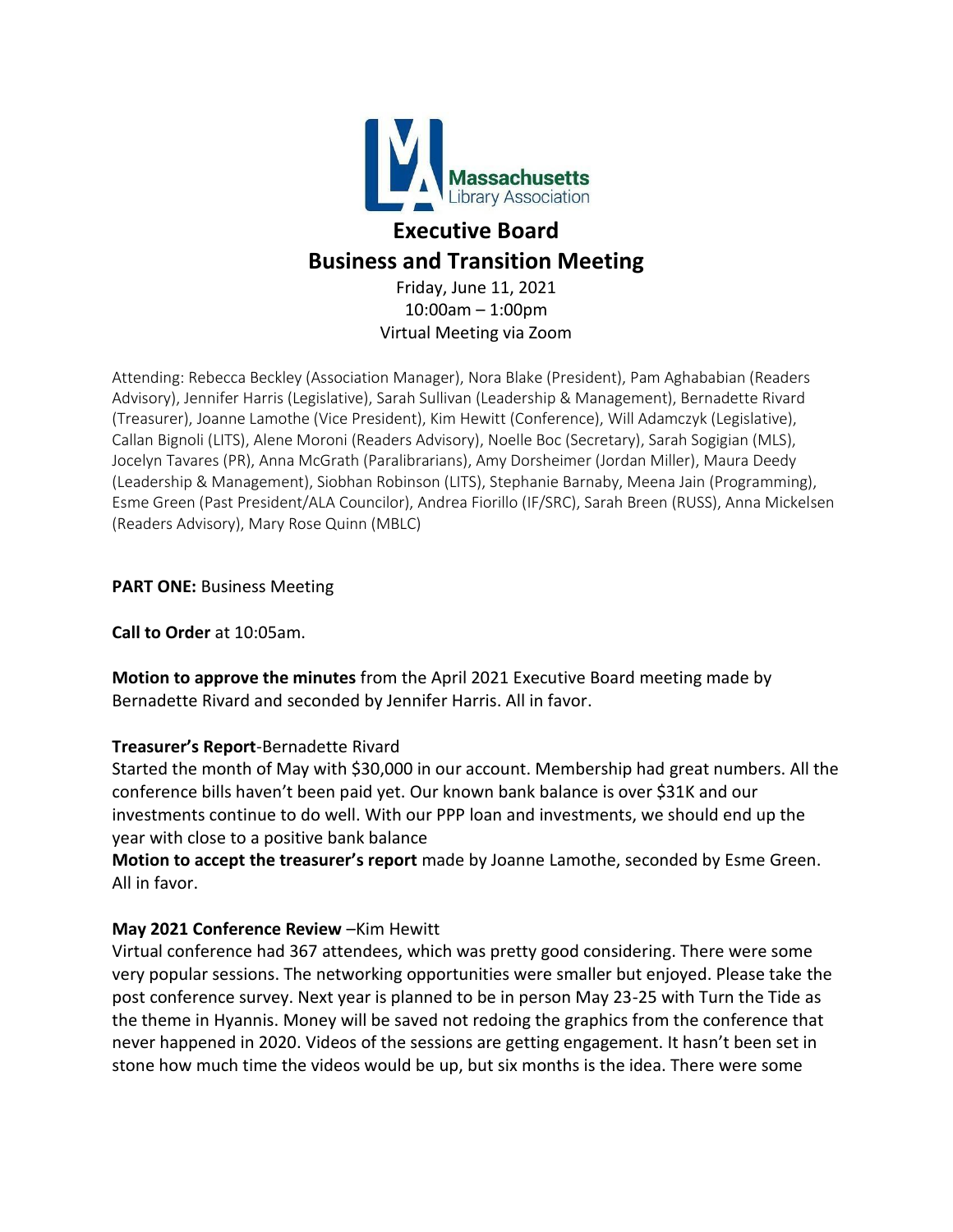# Executive Board
# Business and Transition Meeting

Friday, June 11, 2021
10:00am – 1:00pm
Virtual Meeting via Zoom

Attending: Rebecca Beckley (Association Manager), Nora Blake (President), Pam Aghababian (Readers Advisory), Jennifer Harris (Legislative), Sarah Sullivan (Leadership & Management), Bernadette Rivard (Treasurer), Joanne Lamothe (Vice President), Kim Hewitt (Conference), Will Adamczyk (Legislative), Callan Bignoli (LITS), Alene Moroni (Readers Advisory), Noelle Boc (Secretary), Sarah Sogigian (MLS), Jocelyn Tavares (PR), Anna McGrath (Paralibrarians), Amy Dorsheimer (Jordan Miller), Maura Deedy (Leadership & Management), Siobhan Robinson (LITS), Stephanie Barnaby, Meena Jain (Programming), Esme Green (Past President/ALA Councilor), Andrea Fiorillo (IF/SRC), Sarah Breen (RUSS), Anna Mickelsen (Readers Advisory), Mary Rose Quinn (MBLC)

**PART ONE:** Business Meeting

**Call to Order** at 10:05am.

**Motion to approve the minutes** from the April 2021 Executive Board meeting made by Bernadette Rivard and seconded by Jennifer Harris. All in favor.

**Treasurer's Report**-Bernadette Rivard

Started the month of May with $30,000 in our account. Membership had great numbers. All the conference bills haven't been paid yet. Our known bank balance is over $31K and our investments continue to do well. With our PPP loan and investments, we should end up the year with close to a positive bank balance

**Motion to accept the treasurer's report** made by Joanne Lamothe, seconded by Esme Green. All in favor.

**May 2021 Conference Review** –Kim Hewitt

Virtual conference had 367 attendees, which was pretty good considering. There were some very popular sessions. The networking opportunities were smaller but enjoyed. Please take the post conference survey. Next year is planned to be in person May 23-25 with Turn the Tide as the theme in Hyannis. Money will be saved not redoing the graphics from the conference that never happened in 2020. Videos of the sessions are getting engagement. It hasn't been set in stone how much time the videos would be up, but six months is the idea. There were some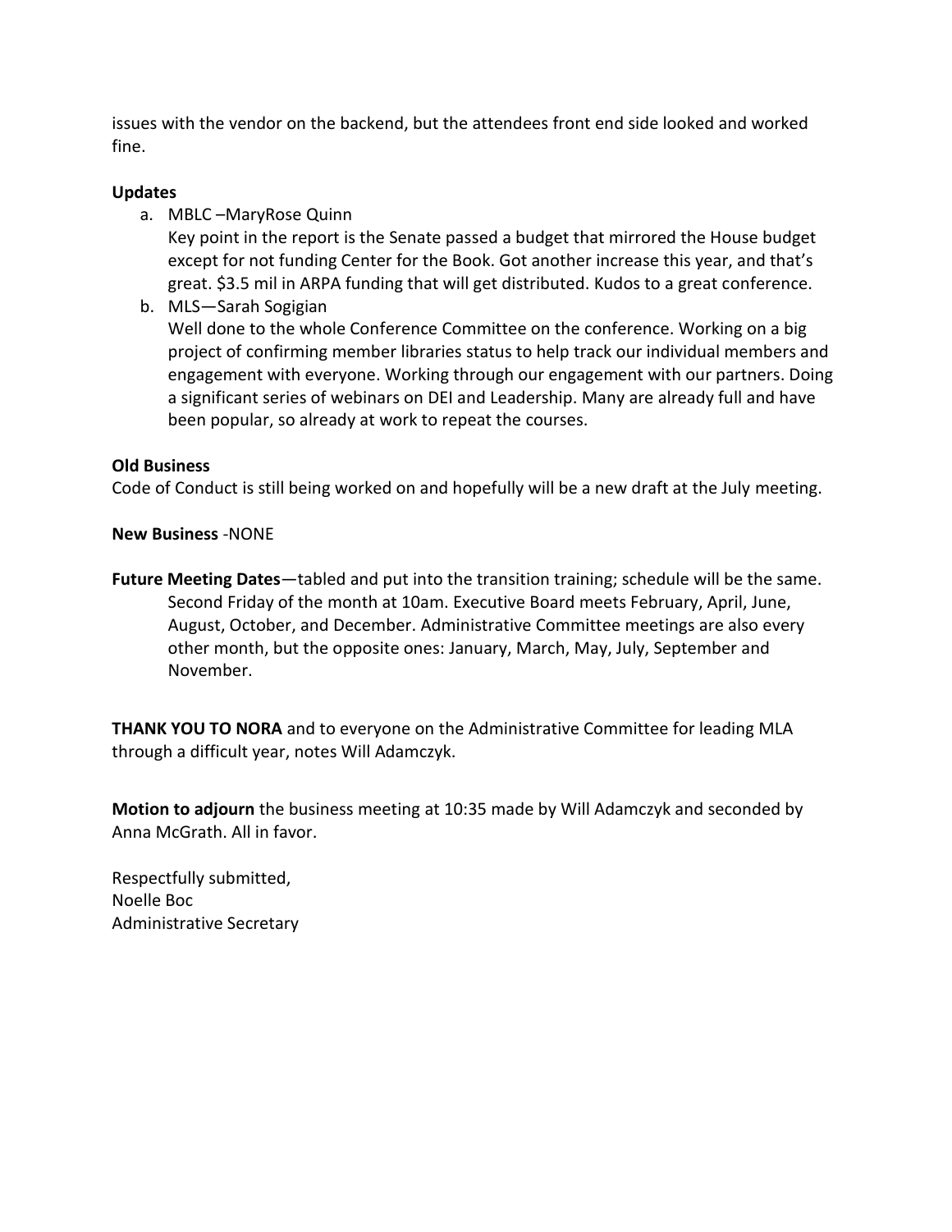issues with the vendor on the backend, but the attendees front end side looked and worked fine.

**Updates**

a. MBLC –MaryRose Quinn
   Key point in the report is the Senate passed a budget that mirrored the House budget except for not funding Center for the Book. Got another increase this year, and that's great. $3.5 mil in ARPA funding that will get distributed. Kudos to a great conference.
b. MLS—Sarah Sogigian
   Well done to the whole Conference Committee on the conference. Working on a big project of confirming member libraries status to help track our individual members and engagement with everyone. Working through our engagement with our partners. Doing a significant series of webinars on DEI and Leadership. Many are already full and have been popular, so already at work to repeat the courses.

**Old Business**
Code of Conduct is still being worked on and hopefully will be a new draft at the July meeting.

**New Business** -NONE

**Future Meeting Dates**—tabled and put into the transition training; schedule will be the same. Second Friday of the month at 10am. Executive Board meets February, April, June, August, October, and December. Administrative Committee meetings are also every other month, but the opposite ones: January, March, May, July, September and November.

**THANK YOU TO NORA** and to everyone on the Administrative Committee for leading MLA through a difficult year, notes Will Adamczyk.

**Motion to adjourn** the business meeting at 10:35 made by Will Adamczyk and seconded by Anna McGrath. All in favor.

Respectfully submitted,
Noelle Boc
Administrative Secretary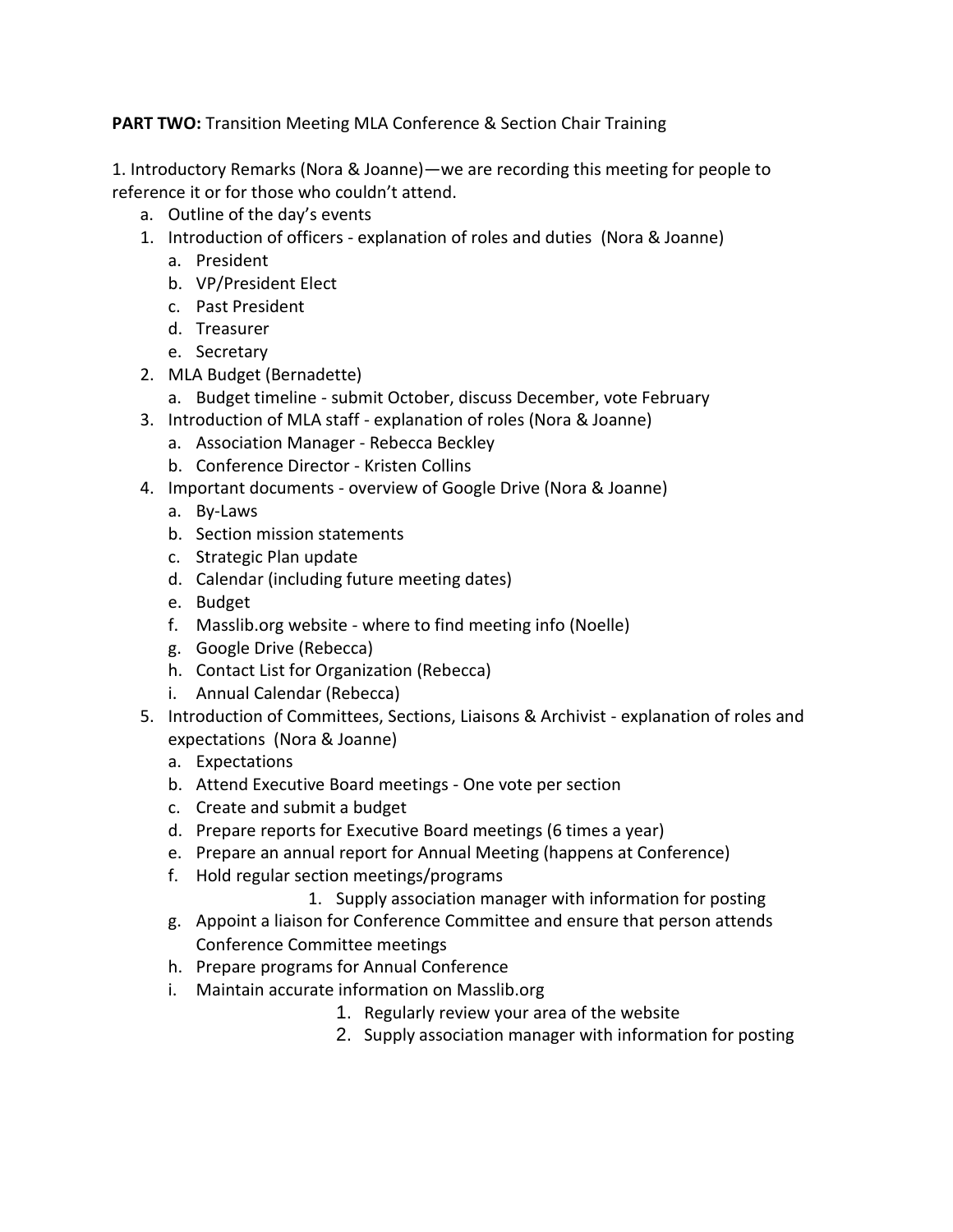**PART TWO:** Transition Meeting MLA Conference & Section Chair Training

1. Introductory Remarks (Nora & Joanne)—we are recording this meeting for people to reference it or for those who couldn't attend.
   a. Outline of the day's events
   1. Introduction of officers - explanation of roles and duties (Nora & Joanne)
      a. President
      b. VP/President Elect
      c. Past President
      d. Treasurer
      e. Secretary
   2. MLA Budget (Bernadette)
      a. Budget timeline - submit October, discuss December, vote February
   3. Introduction of MLA staff - explanation of roles (Nora & Joanne)
      a. Association Manager - Rebecca Beckley
      b. Conference Director - Kristen Collins
   4. Important documents - overview of Google Drive (Nora & Joanne)
      a. By-Laws
      b. Section mission statements
      c. Strategic Plan update
      d. Calendar (including future meeting dates)
      e. Budget
      f. Masslib.org website - where to find meeting info (Noelle)
      g. Google Drive (Rebecca)
      h. Contact List for Organization (Rebecca)
      i. Annual Calendar (Rebecca)
   5. Introduction of Committees, Sections, Liaisons & Archivist - explanation of roles and expectations (Nora & Joanne)
      a. Expectations
      b. Attend Executive Board meetings - One vote per section
      c. Create and submit a budget
      d. Prepare reports for Executive Board meetings (6 times a year)
      e. Prepare an annual report for Annual Meeting (happens at Conference)
      f. Hold regular section meetings/programs
         1. Supply association manager with information for posting
      g. Appoint a liaison for Conference Committee and ensure that person attends Conference Committee meetings
      h. Prepare programs for Annual Conference
      i. Maintain accurate information on Masslib.org
         1. Regularly review your area of the website
         2. Supply association manager with information for posting